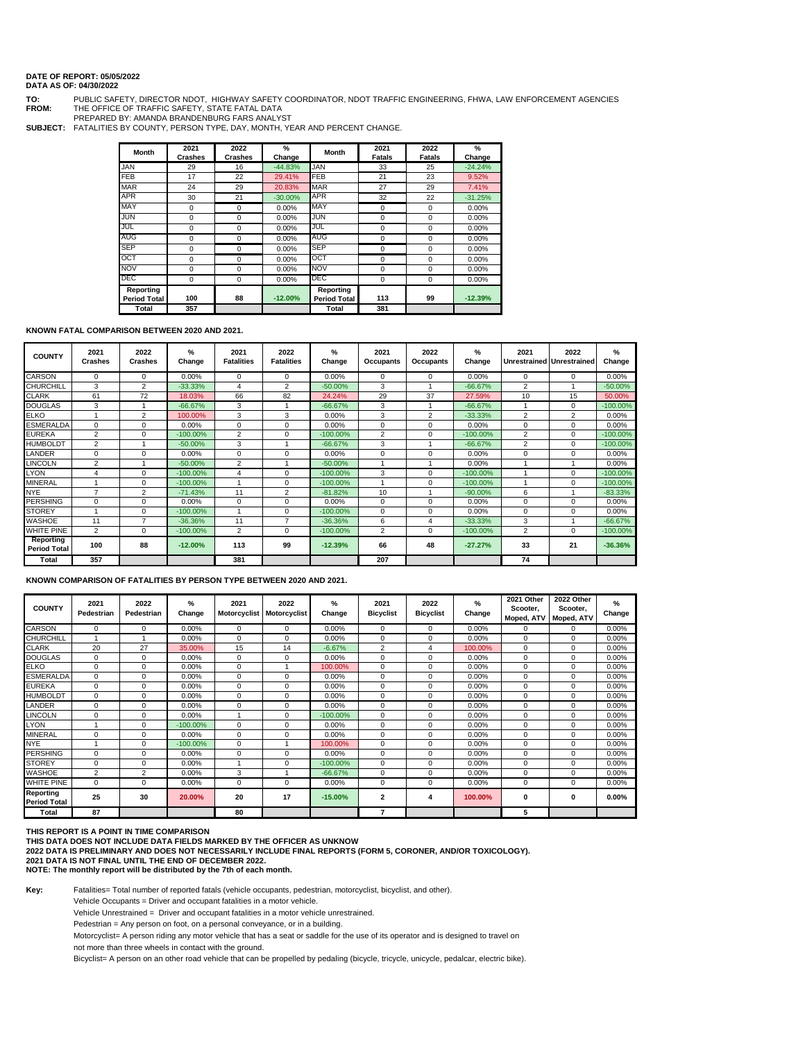**DATE OF REPORT: 05/05/2022**
**DATA AS OF: 04/30/2022**

**TO:** PUBLIC SAFETY, DIRECTOR NDOT, HIGHWAY SAFETY COORDINATOR, NDOT TRAFFIC ENGINEERING, FHWA, LAW ENFORCEMENT AGENCIES
**FROM:** THE OFFICE OF TRAFFIC SAFETY, STATE FATAL DATA
PREPARED BY: AMANDA BRANDENBURG FARS ANALYST
**SUBJECT:** FATALITIES BY COUNTY, PERSON TYPE, DAY, MONTH, YEAR AND PERCENT CHANGE.

| Month | 2021 Crashes | 2022 Crashes | % Change | Month | 2021 Fatals | 2022 Fatals | % Change |
|---|---|---|---|---|---|---|---|
| JAN | 29 | 16 | -44.83% | JAN | 33 | 25 | -24.24% |
| FEB | 17 | 22 | 29.41% | FEB | 21 | 23 | 9.52% |
| MAR | 24 | 29 | 20.83% | MAR | 27 | 29 | 7.41% |
| APR | 30 | 21 | -30.00% | APR | 32 | 22 | -31.25% |
| MAY | 0 | 0 | 0.00% | MAY | 0 | 0 | 0.00% |
| JUN | 0 | 0 | 0.00% | JUN | 0 | 0 | 0.00% |
| JUL | 0 | 0 | 0.00% | JUL | 0 | 0 | 0.00% |
| AUG | 0 | 0 | 0.00% | AUG | 0 | 0 | 0.00% |
| SEP | 0 | 0 | 0.00% | SEP | 0 | 0 | 0.00% |
| OCT | 0 | 0 | 0.00% | OCT | 0 | 0 | 0.00% |
| NOV | 0 | 0 | 0.00% | NOV | 0 | 0 | 0.00% |
| DEC | 0 | 0 | 0.00% | DEC | 0 | 0 | 0.00% |
| Reporting Period Total | 100 | 88 | -12.00% | Reporting Period Total | 113 | 99 | -12.39% |
| Total | 357 | | | Total | 381 | | |

**KNOWN FATAL COMPARISON BETWEEN 2020 AND 2021.**

| COUNTY | 2021 Crashes | 2022 Crashes | % Change | 2021 Fatalities | 2022 Fatalities | % Change | 2021 Occupants | 2022 Occupants | % Change | 2021 Unrestrained | 2022 Unrestrained | % Change |
|---|---|---|---|---|---|---|---|---|---|---|---|---|
| CARSON | 0 | 0 | 0.00% | 0 | 0 | 0.00% | 0 | 0 | 0.00% | 0 | 0 | 0.00% |
| CHURCHILL | 3 | 2 | -33.33% | 4 | 2 | -50.00% | 3 | 1 | -66.67% | 2 | 1 | -50.00% |
| CLARK | 61 | 72 | 18.03% | 66 | 82 | 24.24% | 29 | 37 | 27.59% | 10 | 15 | 50.00% |
| DOUGLAS | 3 | 1 | -66.67% | 3 | 1 | -66.67% | 3 | 1 | -66.67% | 1 | 0 | -100.00% |
| ELKO | 1 | 2 | 100.00% | 3 | 3 | 0.00% | 3 | 2 | -33.33% | 2 | 2 | 0.00% |
| ESMERALDA | 0 | 0 | 0.00% | 0 | 0 | 0.00% | 0 | 0 | 0.00% | 0 | 0 | 0.00% |
| EUREKA | 2 | 0 | -100.00% | 2 | 0 | -100.00% | 2 | 0 | -100.00% | 2 | 0 | -100.00% |
| HUMBOLDT | 2 | 1 | -50.00% | 3 | 1 | -66.67% | 3 | 1 | -66.67% | 2 | 0 | -100.00% |
| LANDER | 0 | 0 | 0.00% | 0 | 0 | 0.00% | 0 | 0 | 0.00% | 0 | 0 | 0.00% |
| LINCOLN | 2 | 1 | -50.00% | 2 | 1 | -50.00% | 1 | 1 | 0.00% | 1 | 1 | 0.00% |
| LYON | 4 | 0 | -100.00% | 4 | 0 | -100.00% | 3 | 0 | -100.00% | 1 | 0 | -100.00% |
| MINERAL | 1 | 0 | -100.00% | 1 | 0 | -100.00% | 1 | 0 | -100.00% | 1 | 0 | -100.00% |
| NYE | 7 | 2 | -71.43% | 11 | 2 | -81.82% | 10 | 1 | -90.00% | 6 | 1 | -83.33% |
| PERSHING | 0 | 0 | 0.00% | 0 | 0 | 0.00% | 0 | 0 | 0.00% | 0 | 0 | 0.00% |
| STOREY | 1 | 0 | -100.00% | 1 | 0 | -100.00% | 0 | 0 | 0.00% | 0 | 0 | 0.00% |
| WASHOE | 11 | 7 | -36.36% | 11 | 7 | -36.36% | 6 | 4 | -33.33% | 3 | 1 | -66.67% |
| WHITE PINE | 2 | 0 | -100.00% | 2 | 0 | -100.00% | 2 | 0 | -100.00% | 2 | 0 | -100.00% |
| Reporting Period Total | 100 | 88 | -12.00% | 113 | 99 | -12.39% | 66 | 48 | -27.27% | 33 | 21 | -36.36% |
| Total | 357 | | | 381 | | | 207 | | | 74 | | |

**KNOWN COMPARISON OF FATALITIES BY PERSON TYPE BETWEEN 2020 AND 2021.**

| COUNTY | 2021 Pedestrian | 2022 Pedestrian | % Change | 2021 Motorcyclist | 2022 Motorcyclist | % Change | 2021 Bicyclist | 2022 Bicyclist | % Change | 2021 Other Scooter, Moped, ATV | 2022 Other Scooter, Moped, ATV | % Change |
|---|---|---|---|---|---|---|---|---|---|---|---|---|
| CARSON | 0 | 0 | 0.00% | 0 | 0 | 0.00% | 0 | 0 | 0.00% | 0 | 0 | 0.00% |
| CHURCHILL | 1 | 1 | 0.00% | 0 | 0 | 0.00% | 0 | 0 | 0.00% | 0 | 0 | 0.00% |
| CLARK | 20 | 27 | 35.00% | 15 | 14 | -6.67% | 2 | 4 | 100.00% | 0 | 0 | 0.00% |
| DOUGLAS | 0 | 0 | 0.00% | 0 | 0 | 0.00% | 0 | 0 | 0.00% | 0 | 0 | 0.00% |
| ELKO | 0 | 0 | 0.00% | 0 | 1 | 100.00% | 0 | 0 | 0.00% | 0 | 0 | 0.00% |
| ESMERALDA | 0 | 0 | 0.00% | 0 | 0 | 0.00% | 0 | 0 | 0.00% | 0 | 0 | 0.00% |
| EUREKA | 0 | 0 | 0.00% | 0 | 0 | 0.00% | 0 | 0 | 0.00% | 0 | 0 | 0.00% |
| HUMBOLDT | 0 | 0 | 0.00% | 0 | 0 | 0.00% | 0 | 0 | 0.00% | 0 | 0 | 0.00% |
| LANDER | 0 | 0 | 0.00% | 0 | 0 | 0.00% | 0 | 0 | 0.00% | 0 | 0 | 0.00% |
| LINCOLN | 0 | 0 | 0.00% | 1 | 0 | -100.00% | 0 | 0 | 0.00% | 0 | 0 | 0.00% |
| LYON | 1 | 0 | -100.00% | 0 | 0 | 0.00% | 0 | 0 | 0.00% | 0 | 0 | 0.00% |
| MINERAL | 0 | 0 | 0.00% | 0 | 0 | 0.00% | 0 | 0 | 0.00% | 0 | 0 | 0.00% |
| NYE | 1 | 0 | -100.00% | 0 | 1 | 100.00% | 0 | 0 | 0.00% | 0 | 0 | 0.00% |
| PERSHING | 0 | 0 | 0.00% | 0 | 0 | 0.00% | 0 | 0 | 0.00% | 0 | 0 | 0.00% |
| STOREY | 0 | 0 | 0.00% | 1 | 0 | -100.00% | 0 | 0 | 0.00% | 0 | 0 | 0.00% |
| WASHOE | 2 | 2 | 0.00% | 3 | 1 | -66.67% | 0 | 0 | 0.00% | 0 | 0 | 0.00% |
| WHITE PINE | 0 | 0 | 0.00% | 0 | 0 | 0.00% | 0 | 0 | 0.00% | 0 | 0 | 0.00% |
| Reporting Period Total | 25 | 30 | 20.00% | 20 | 17 | -15.00% | 2 | 4 | 100.00% | 0 | 0 | 0.00% |
| Total | 87 | | | 80 | | | 7 | | | 5 | | |

**THIS REPORT IS A POINT IN TIME COMPARISON**
**THIS DATA DOES NOT INCLUDE DATA FIELDS MARKED BY THE OFFICER AS UNKNOW**
**2022 DATA IS PRELIMINARY AND DOES NOT NECESSARILY INCLUDE FINAL REPORTS (FORM 5, CORONER, AND/OR TOXICOLOGY).**
**2021 DATA IS NOT FINAL UNTIL THE END OF DECEMBER 2022.**
**NOTE: The monthly report will be distributed by the 7th of each month.**

**Key:** Fatalities= Total number of reported fatals (vehicle occupants, pedestrian, motorcyclist, bicyclist, and other).
Vehicle Occupants = Driver and occupant fatalities in a motor vehicle.
Vehicle Unrestrained = Driver and occupant fatalities in a motor vehicle unrestrained.
Pedestrian = Any person on foot, on a personal conveyance, or in a building.
Motorcyclist= A person riding any motor vehicle that has a seat or saddle for the use of its operator and is designed to travel on not more than three wheels in contact with the ground.
Bicyclist= A person on an other road vehicle that can be propelled by pedaling (bicycle, tricycle, unicycle, pedalcar, electric bike).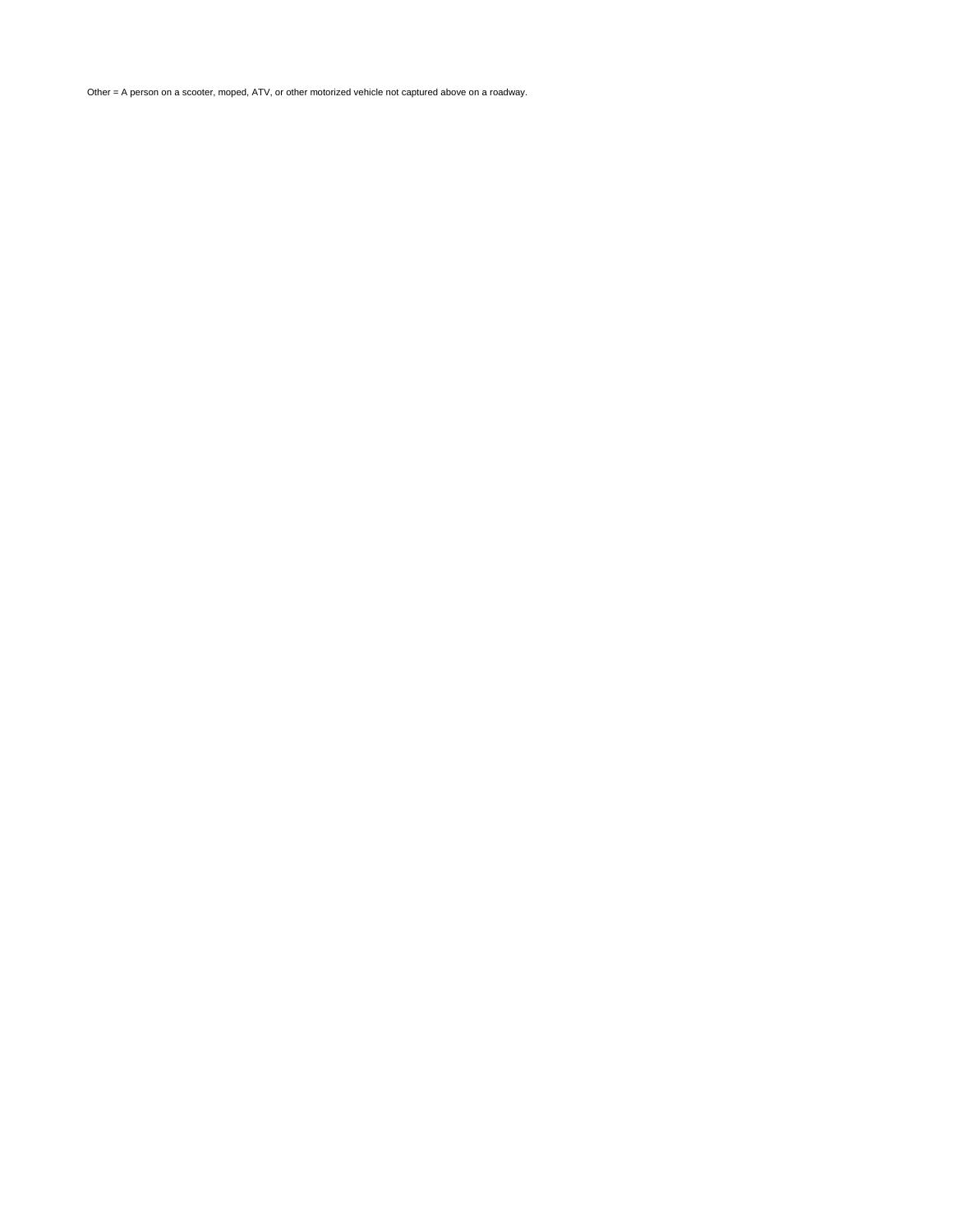Other = A person on a scooter, moped, ATV, or other motorized vehicle not captured above on a roadway.